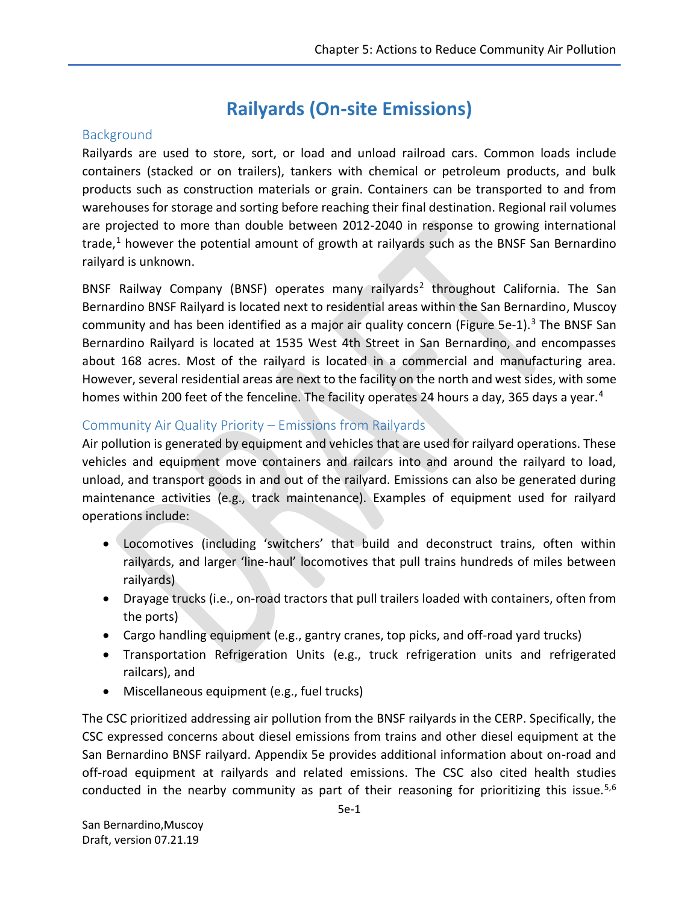# Railyards (On-site Emissions)

## Background

Railyards are used to store, sort, or load and unload railroad cars. Common loads include containers (stacked or on trailers), tankers with chemical or petroleum products, and bulk products such as construction materials or grain. Containers can be transported to and from warehouses for storage and sorting before reaching their final destination. Regional rail volumes are projected to more than double between 2012-2040 in response to growing international trade,[1] however the potential amount of growth at railyards such as the BNSF San Bernardino railyard is unknown.

BNSF Railway Company (BNSF) operates many railyards[2] throughout California. The San Bernardino BNSF Railyard is located next to residential areas within the San Bernardino, Muscoy community and has been identified as a major air quality concern (Figure 5e-1).[3] The BNSF San Bernardino Railyard is located at 1535 West 4th Street in San Bernardino, and encompasses about 168 acres. Most of the railyard is located in a commercial and manufacturing area. However, several residential areas are next to the facility on the north and west sides, with some homes within 200 feet of the fenceline. The facility operates 24 hours a day, 365 days a year.[4]

## Community Air Quality Priority – Emissions from Railyards

Air pollution is generated by equipment and vehicles that are used for railyard operations. These vehicles and equipment move containers and railcars into and around the railyard to load, unload, and transport goods in and out of the railyard. Emissions can also be generated during maintenance activities (e.g., track maintenance). Examples of equipment used for railyard operations include:

- Locomotives (including 'switchers' that build and deconstruct trains, often within railyards, and larger 'line-haul' locomotives that pull trains hundreds of miles between railyards)
- Drayage trucks (i.e., on-road tractors that pull trailers loaded with containers, often from the ports)
- Cargo handling equipment (e.g., gantry cranes, top picks, and off-road yard trucks)
- Transportation Refrigeration Units (e.g., truck refrigeration units and refrigerated railcars), and
- Miscellaneous equipment (e.g., fuel trucks)

The CSC prioritized addressing air pollution from the BNSF railyards in the CERP. Specifically, the CSC expressed concerns about diesel emissions from trains and other diesel equipment at the San Bernardino BNSF railyard. Appendix 5e provides additional information about on-road and off-road equipment at railyards and related emissions. The CSC also cited health studies conducted in the nearby community as part of their reasoning for prioritizing this issue.[5,6]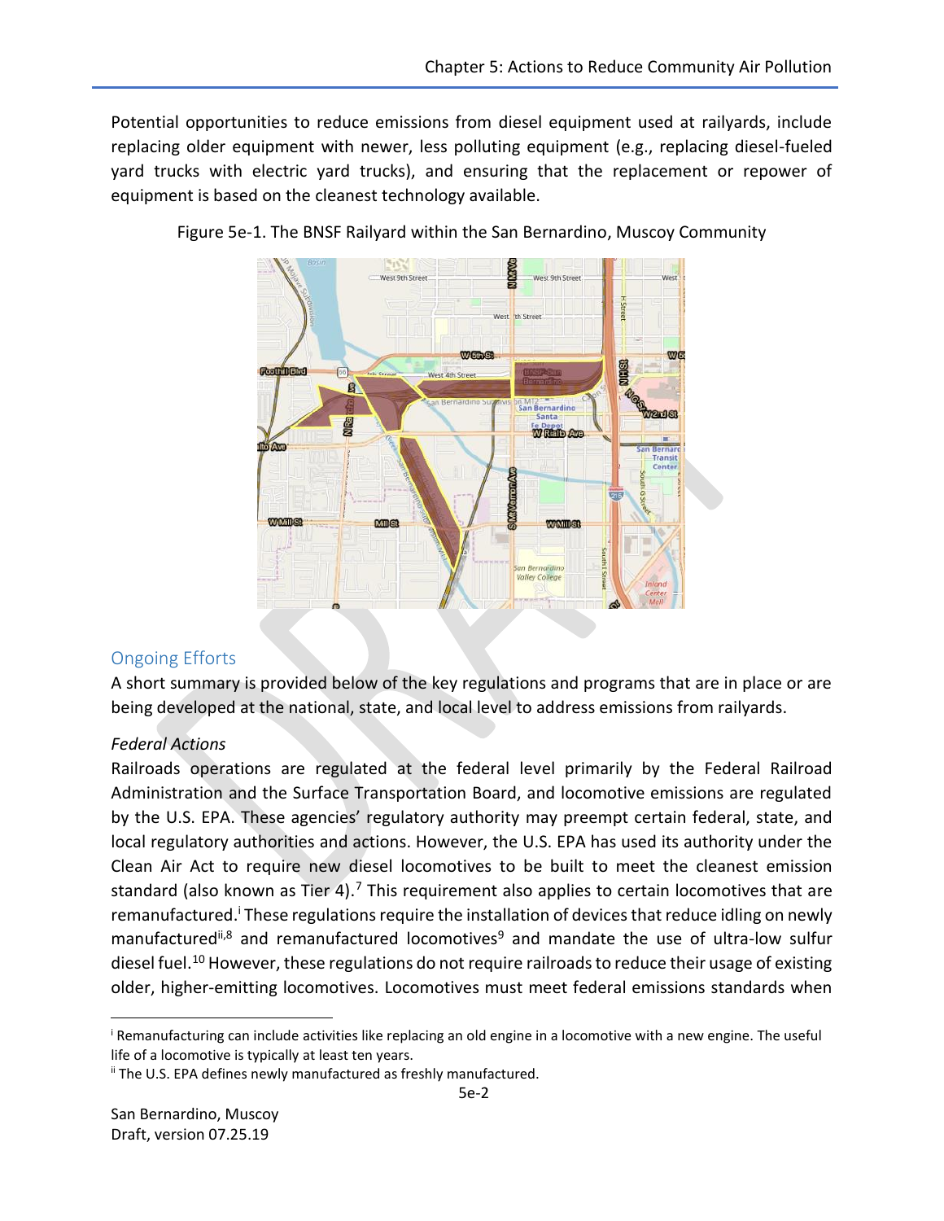Potential opportunities to reduce emissions from diesel equipment used at railyards, include replacing older equipment with newer, less polluting equipment (e.g., replacing diesel-fueled yard trucks with electric yard trucks), and ensuring that the replacement or repower of equipment is based on the cleanest technology available.

Figure 5e-1. The BNSF Railyard within the San Bernardino, Muscoy Community

## Ongoing Efforts

A short summary is provided below of the key regulations and programs that are in place or are being developed at the national, state, and local level to address emissions from railyards.

### *Federal Actions*

Railroads operations are regulated at the federal level primarily by the Federal Railroad Administration and the Surface Transportation Board, and locomotive emissions are regulated by the U.S. EPA. These agencies' regulatory authority may preempt certain federal, state, and local regulatory authorities and actions. However, the U.S. EPA has used its authority under the Clean Air Act to require new diesel locomotives to be built to meet the cleanest emission standard (also known as Tier 4).[7] This requirement also applies to certain locomotives that are remanufactured.[i] These regulations require the installation of devices that reduce idling on newly manufactured[ii,8] and remanufactured locomotives[9] and mandate the use of ultra-low sulfur diesel fuel.[10] However, these regulations do not require railroads to reduce their usage of existing older, higher-emitting locomotives. Locomotives must meet federal emissions standards when

---

[i] Remanufacturing can include activities like replacing an old engine in a locomotive with a new engine. The useful life of a locomotive is typically at least ten years.

[ii] The U.S. EPA defines newly manufactured as freshly manufactured.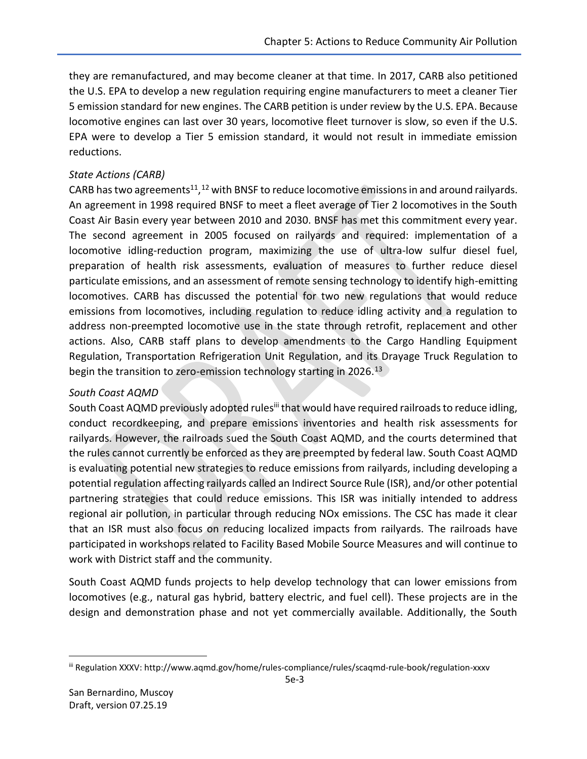they are remanufactured, and may become cleaner at that time. In 2017, CARB also petitioned the U.S. EPA to develop a new regulation requiring engine manufacturers to meet a cleaner Tier 5 emission standard for new engines. The CARB petition is under review by the U.S. EPA. Because locomotive engines can last over 30 years, locomotive fleet turnover is slow, so even if the U.S. EPA were to develop a Tier 5 emission standard, it would not result in immediate emission reductions.

*State Actions (CARB)*

CARB has two agreements[11],[12] with BNSF to reduce locomotive emissions in and around railyards. An agreement in 1998 required BNSF to meet a fleet average of Tier 2 locomotives in the South Coast Air Basin every year between 2010 and 2030. BNSF has met this commitment every year. The second agreement in 2005 focused on railyards and required: implementation of a locomotive idling-reduction program, maximizing the use of ultra-low sulfur diesel fuel, preparation of health risk assessments, evaluation of measures to further reduce diesel particulate emissions, and an assessment of remote sensing technology to identify high-emitting locomotives. CARB has discussed the potential for two new regulations that would reduce emissions from locomotives, including regulation to reduce idling activity and a regulation to address non-preempted locomotive use in the state through retrofit, replacement and other actions. Also, CARB staff plans to develop amendments to the Cargo Handling Equipment Regulation, Transportation Refrigeration Unit Regulation, and its Drayage Truck Regulation to begin the transition to zero-emission technology starting in 2026.[13]

*South Coast AQMD*

South Coast AQMD previously adopted rules[iii] that would have required railroads to reduce idling, conduct recordkeeping, and prepare emissions inventories and health risk assessments for railyards. However, the railroads sued the South Coast AQMD, and the courts determined that the rules cannot currently be enforced as they are preempted by federal law. South Coast AQMD is evaluating potential new strategies to reduce emissions from railyards, including developing a potential regulation affecting railyards called an Indirect Source Rule (ISR), and/or other potential partnering strategies that could reduce emissions. This ISR was initially intended to address regional air pollution, in particular through reducing NOx emissions. The CSC has made it clear that an ISR must also focus on reducing localized impacts from railyards. The railroads have participated in workshops related to Facility Based Mobile Source Measures and will continue to work with District staff and the community.

South Coast AQMD funds projects to help develop technology that can lower emissions from locomotives (e.g., natural gas hybrid, battery electric, and fuel cell). These projects are in the design and demonstration phase and not yet commercially available. Additionally, the South

[iii] Regulation XXXV: http://www.aqmd.gov/home/rules-compliance/rules/scaqmd-rule-book/regulation-xxxv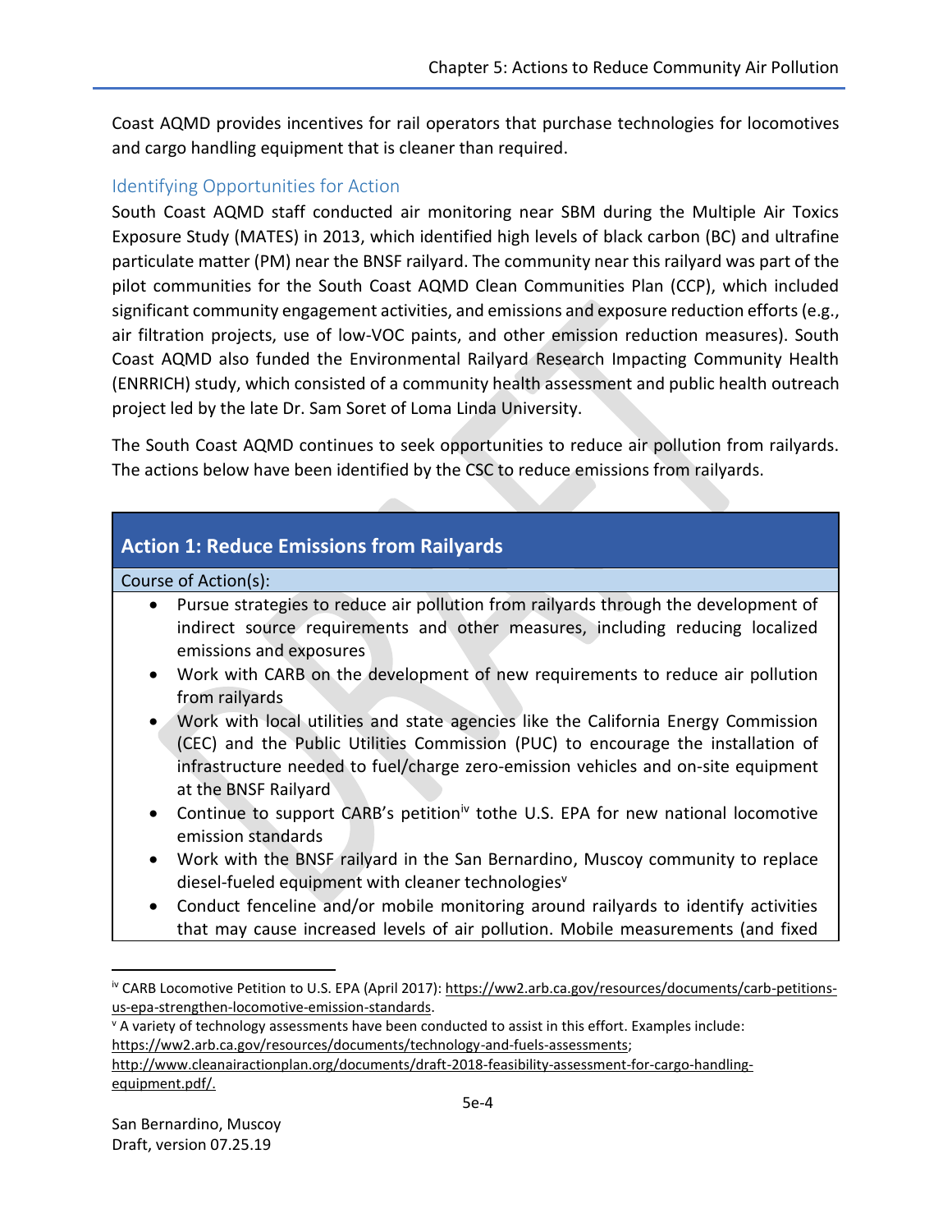Coast AQMD provides incentives for rail operators that purchase technologies for locomotives and cargo handling equipment that is cleaner than required.

### Identifying Opportunities for Action

South Coast AQMD staff conducted air monitoring near SBM during the Multiple Air Toxics Exposure Study (MATES) in 2013, which identified high levels of black carbon (BC) and ultrafine particulate matter (PM) near the BNSF railyard. The community near this railyard was part of the pilot communities for the South Coast AQMD Clean Communities Plan (CCP), which included significant community engagement activities, and emissions and exposure reduction efforts (e.g., air filtration projects, use of low-VOC paints, and other emission reduction measures). South Coast AQMD also funded the Environmental Railyard Research Impacting Community Health (ENRRICH) study, which consisted of a community health assessment and public health outreach project led by the late Dr. Sam Soret of Loma Linda University.

The South Coast AQMD continues to seek opportunities to reduce air pollution from railyards. The actions below have been identified by the CSC to reduce emissions from railyards.

| **Action 1: Reduce Emissions from Railyards** |
|---|
| Course of Action(s): |
| • Pursue strategies to reduce air pollution from railyards through the development of indirect source requirements and other measures, including reducing localized emissions and exposures<br>• Work with CARB on the development of new requirements to reduce air pollution from railyards<br>• Work with local utilities and state agencies like the California Energy Commission (CEC) and the Public Utilities Commission (PUC) to encourage the installation of infrastructure needed to fuel/charge zero-emission vehicles and on-site equipment at the BNSF Railyard<br>• Continue to support CARB's petition[iv] tothe U.S. EPA for new national locomotive emission standards<br>• Work with the BNSF railyard in the San Bernardino, Muscoy community to replace diesel-fueled equipment with cleaner technologies[v]<br>• Conduct fenceline and/or mobile monitoring around railyards to identify activities that may cause increased levels of air pollution. Mobile measurements (and fixed |

---

[iv] CARB Locomotive Petition to U.S. EPA (April 2017): https://ww2.arb.ca.gov/resources/documents/carb-petitions-us-epa-strengthen-locomotive-emission-standards.

[v] A variety of technology assessments have been conducted to assist in this effort. Examples include: https://ww2.arb.ca.gov/resources/documents/technology-and-fuels-assessments; http://www.cleanairactionplan.org/documents/draft-2018-feasibility-assessment-for-cargo-handling-equipment.pdf/.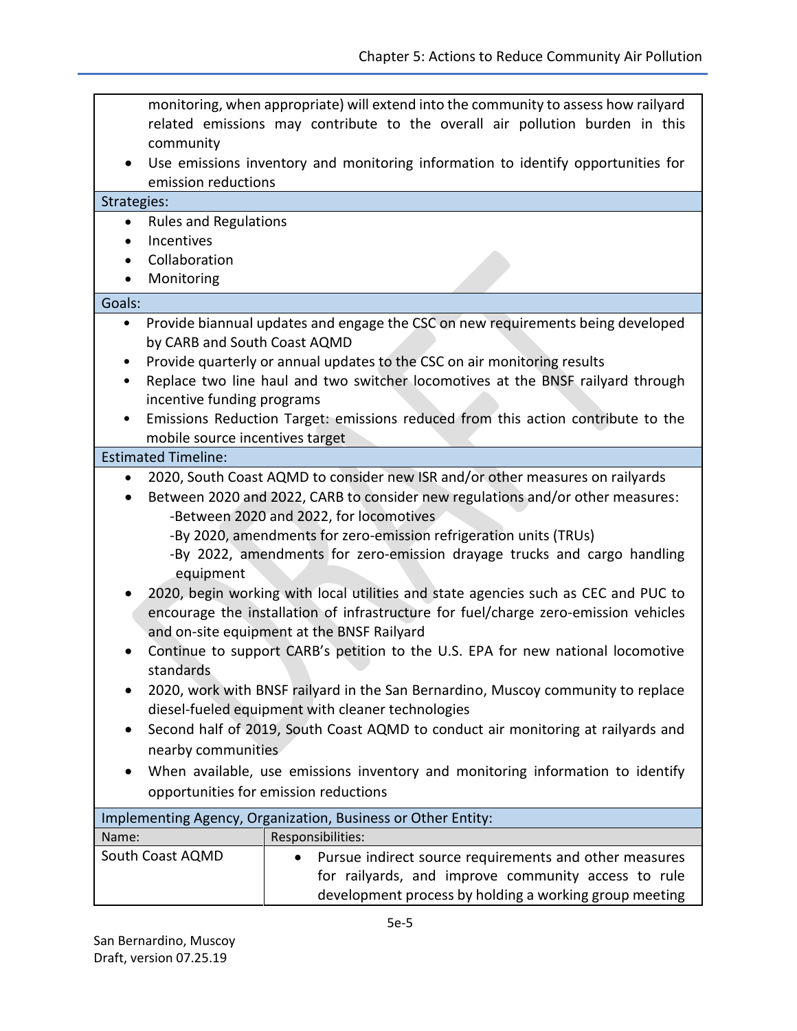monitoring, when appropriate) will extend into the community to assess how railyard related emissions may contribute to the overall air pollution burden in this community
- Use emissions inventory and monitoring information to identify opportunities for emission reductions

**Strategies:**

- Rules and Regulations
- Incentives
- Collaboration
- Monitoring

**Goals:**

- Provide biannual updates and engage the CSC on new requirements being developed by CARB and South Coast AQMD
- Provide quarterly or annual updates to the CSC on air monitoring results
- Replace two line haul and two switcher locomotives at the BNSF railyard through incentive funding programs
- Emissions Reduction Target: emissions reduced from this action contribute to the mobile source incentives target

**Estimated Timeline:**

- 2020, South Coast AQMD to consider new ISR and/or other measures on railyards
- Between 2020 and 2022, CARB to consider new regulations and/or other measures:
  - -Between 2020 and 2022, for locomotives
  - -By 2020, amendments for zero-emission refrigeration units (TRUs)
  - -By 2022, amendments for zero-emission drayage trucks and cargo handling equipment
- 2020, begin working with local utilities and state agencies such as CEC and PUC to encourage the installation of infrastructure for fuel/charge zero-emission vehicles and on-site equipment at the BNSF Railyard
- Continue to support CARB's petition to the U.S. EPA for new national locomotive standards
- 2020, work with BNSF railyard in the San Bernardino, Muscoy community to replace diesel-fueled equipment with cleaner technologies
- Second half of 2019, South Coast AQMD to conduct air monitoring at railyards and nearby communities
- When available, use emissions inventory and monitoring information to identify opportunities for emission reductions

**Implementing Agency, Organization, Business or Other Entity:**

| Name: | Responsibilities: |
|---|---|
| South Coast AQMD | • Pursue indirect source requirements and other measures for railyards, and improve community access to rule development process by holding a working group meeting |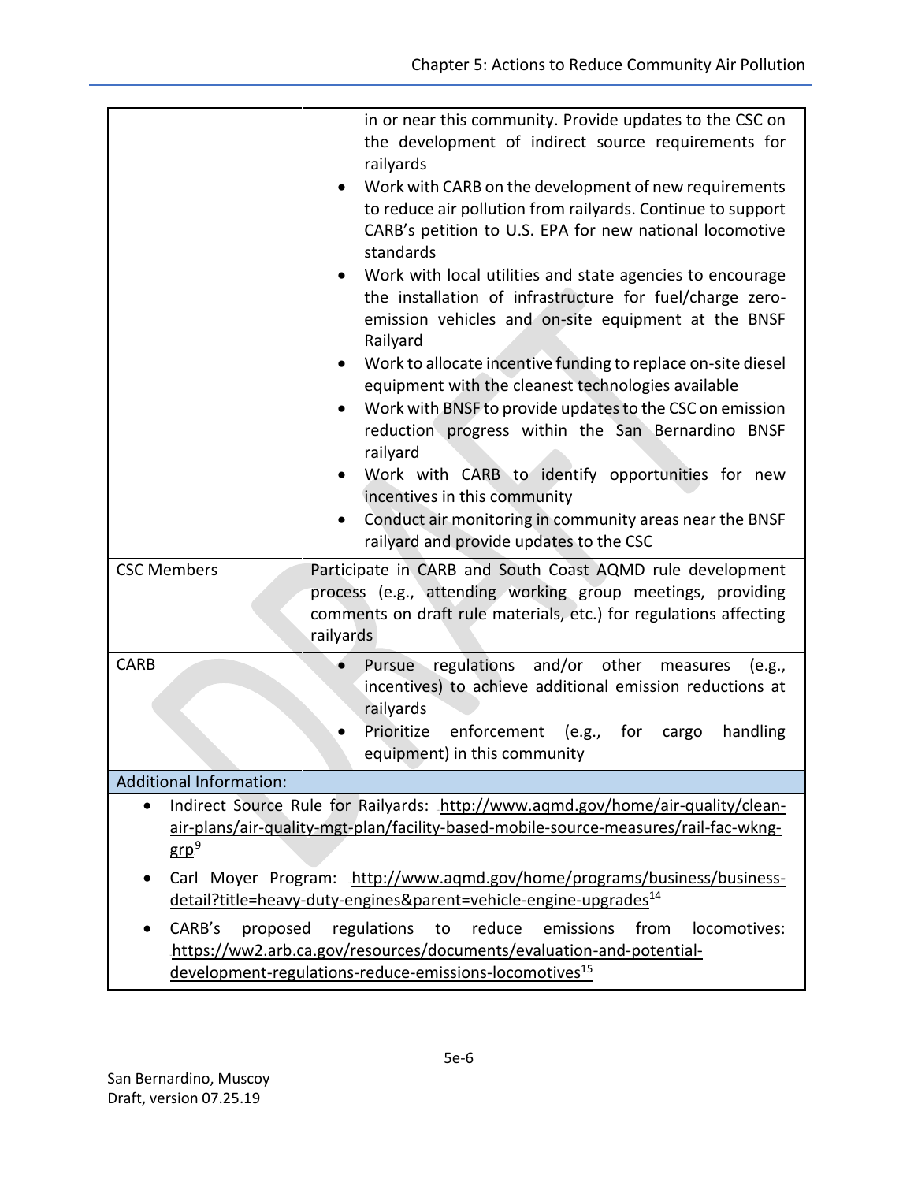| | |
|---|---|
| | in or near this community. Provide updates to the CSC on the development of indirect source requirements for railyards<br>• Work with CARB on the development of new requirements to reduce air pollution from railyards. Continue to support CARB's petition to U.S. EPA for new national locomotive standards<br>• Work with local utilities and state agencies to encourage the installation of infrastructure for fuel/charge zero-emission vehicles and on-site equipment at the BNSF Railyard<br>• Work to allocate incentive funding to replace on-site diesel equipment with the cleanest technologies available<br>• Work with BNSF to provide updates to the CSC on emission reduction progress within the San Bernardino BNSF railyard<br>• Work with CARB to identify opportunities for new incentives in this community<br>• Conduct air monitoring in community areas near the BNSF railyard and provide updates to the CSC |
| CSC Members | Participate in CARB and South Coast AQMD rule development process (e.g., attending working group meetings, providing comments on draft rule materials, etc.) for regulations affecting railyards |
| CARB | • Pursue regulations and/or other measures (e.g., incentives) to achieve additional emission reductions at railyards<br>• Prioritize enforcement (e.g., for cargo handling equipment) in this community |
| **Additional Information:** | |
| • Indirect Source Rule for Railyards: http://www.aqmd.gov/home/air-quality/clean-air-plans/air-quality-mgt-plan/facility-based-mobile-source-measures/rail-fac-wkng-grp[9]<br>• Carl Moyer Program: http://www.aqmd.gov/home/programs/business/business-detail?title=heavy-duty-engines&parent=vehicle-engine-upgrades[14]<br>• CARB's proposed regulations to reduce emissions from locomotives: https://ww2.arb.ca.gov/resources/documents/evaluation-and-potential-development-regulations-reduce-emissions-locomotives[15] | |

San Bernardino, Muscoy
Draft, version 07.25.19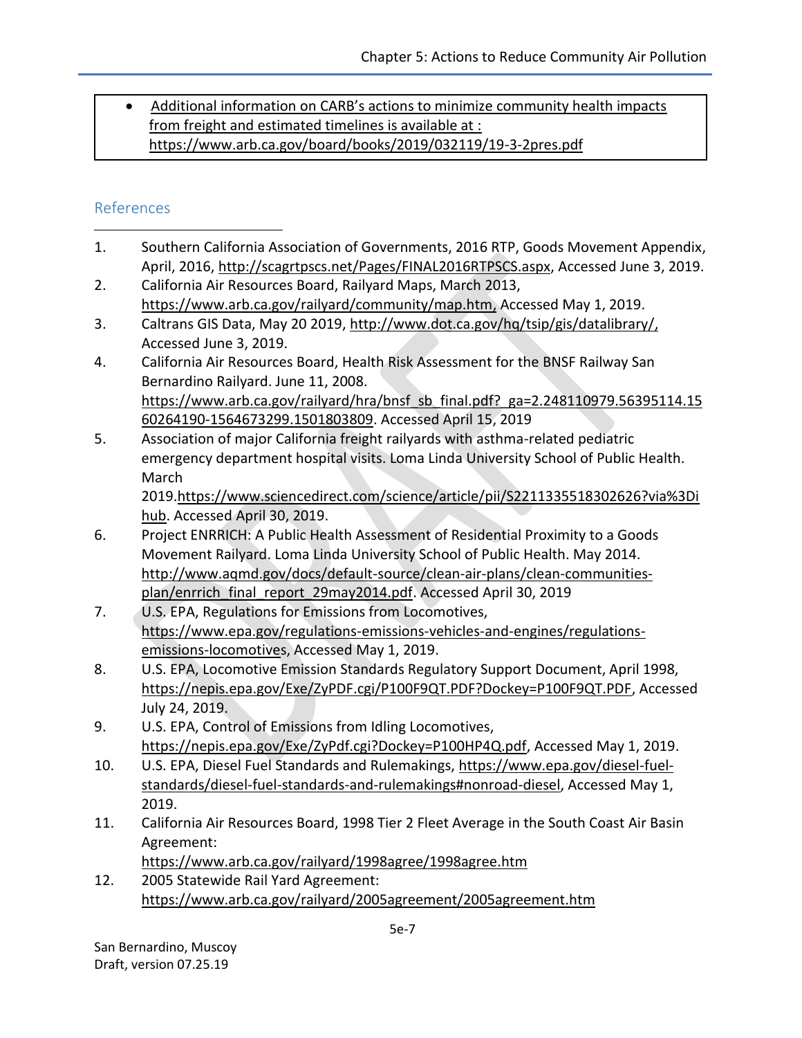- Additional information on CARB's actions to minimize community health impacts from freight and estimated timelines is available at : https://www.arb.ca.gov/board/books/2019/032119/19-3-2pres.pdf

## References

1. Southern California Association of Governments, 2016 RTP, Goods Movement Appendix, April, 2016, http://scagrtpscs.net/Pages/FINAL2016RTPSCS.aspx, Accessed June 3, 2019.
2. California Air Resources Board, Railyard Maps, March 2013, https://www.arb.ca.gov/railyard/community/map.htm, Accessed May 1, 2019.
3. Caltrans GIS Data, May 20 2019, http://www.dot.ca.gov/hq/tsip/gis/datalibrary/, Accessed June 3, 2019.
4. California Air Resources Board, Health Risk Assessment for the BNSF Railway San Bernardino Railyard. June 11, 2008. https://www.arb.ca.gov/railyard/hra/bnsf_sb_final.pdf?_ga=2.248110979.56395114.1560264190-1564673299.1501803809. Accessed April 15, 2019
5. Association of major California freight railyards with asthma-related pediatric emergency department hospital visits. Loma Linda University School of Public Health. March 2019.https://www.sciencedirect.com/science/article/pii/S2211335518302626?via%3Dihub. Accessed April 30, 2019.
6. Project ENRRICH: A Public Health Assessment of Residential Proximity to a Goods Movement Railyard. Loma Linda University School of Public Health. May 2014. http://www.aqmd.gov/docs/default-source/clean-air-plans/clean-communities-plan/enrrich_final_report_29may2014.pdf. Accessed April 30, 2019
7. U.S. EPA, Regulations for Emissions from Locomotives, https://www.epa.gov/regulations-emissions-vehicles-and-engines/regulations-emissions-locomotives, Accessed May 1, 2019.
8. U.S. EPA, Locomotive Emission Standards Regulatory Support Document, April 1998, https://nepis.epa.gov/Exe/ZyPDF.cgi/P100F9QT.PDF?Dockey=P100F9QT.PDF, Accessed July 24, 2019.
9. U.S. EPA, Control of Emissions from Idling Locomotives, https://nepis.epa.gov/Exe/ZyPdf.cgi?Dockey=P100HP4Q.pdf, Accessed May 1, 2019.
10. U.S. EPA, Diesel Fuel Standards and Rulemakings, https://www.epa.gov/diesel-fuel-standards/diesel-fuel-standards-and-rulemakings#nonroad-diesel, Accessed May 1, 2019.
11. California Air Resources Board, 1998 Tier 2 Fleet Average in the South Coast Air Basin Agreement: https://www.arb.ca.gov/railyard/1998agree/1998agree.htm
12. 2005 Statewide Rail Yard Agreement: https://www.arb.ca.gov/railyard/2005agreement/2005agreement.htm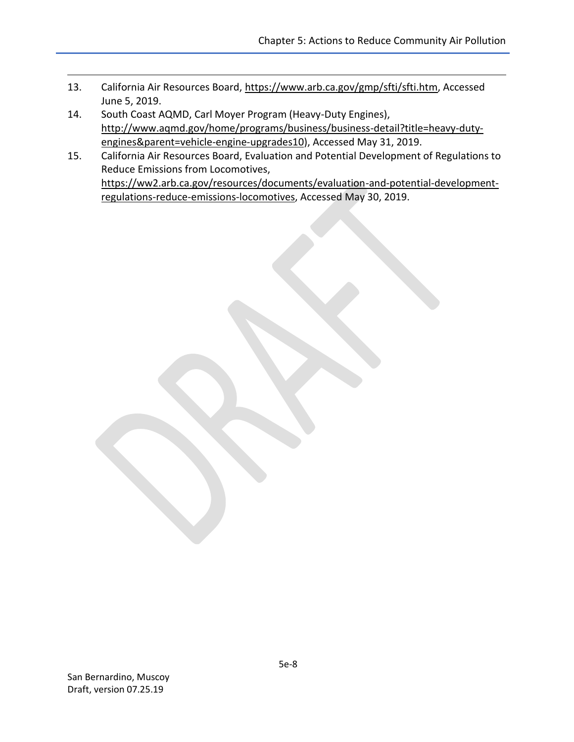13. California Air Resources Board, https://www.arb.ca.gov/gmp/sfti/sfti.htm, Accessed June 5, 2019.
14. South Coast AQMD, Carl Moyer Program (Heavy-Duty Engines), http://www.aqmd.gov/home/programs/business/business-detail?title=heavy-duty-engines&parent=vehicle-engine-upgrades10), Accessed May 31, 2019.
15. California Air Resources Board, Evaluation and Potential Development of Regulations to Reduce Emissions from Locomotives, https://ww2.arb.ca.gov/resources/documents/evaluation-and-potential-development-regulations-reduce-emissions-locomotives, Accessed May 30, 2019.